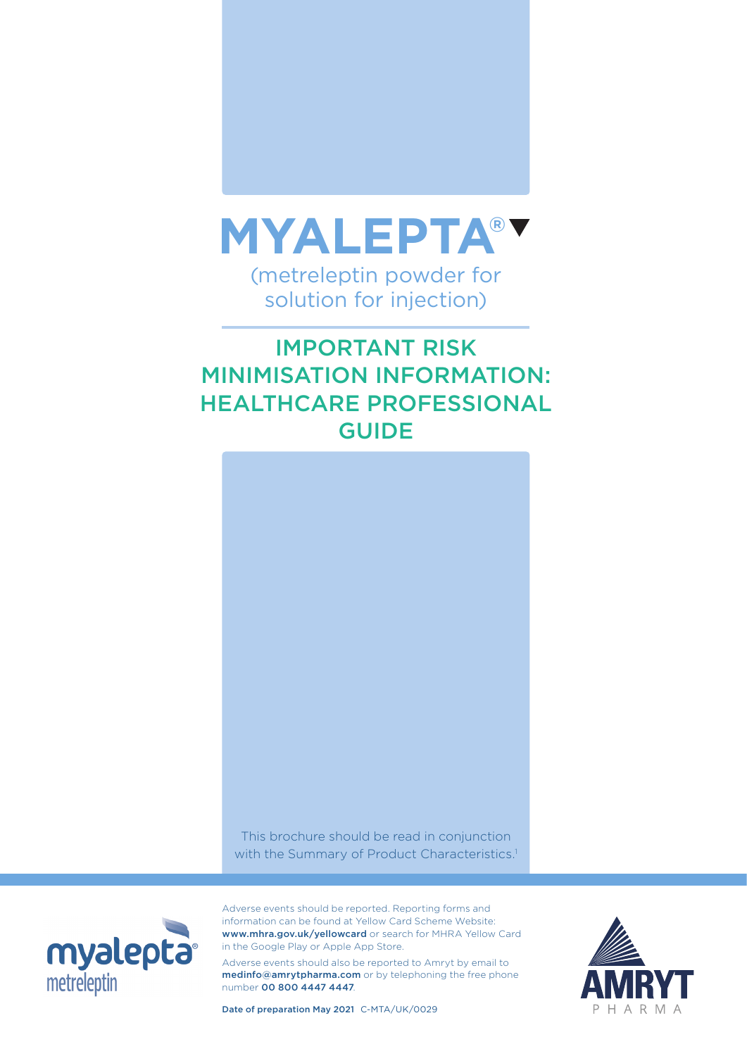# MYALEPTA®▼

(metreleptin powder for solution for injection)

## IMPORTANT RISK MINIMISATION INFORMATION: HEALTHCARE PROFESSIONAL GUIDE

This brochure should be read in conjunction with the Summary of Product Characteristics.[1]

myalepta® metreleptin

Adverse events should be reported. Reporting forms and information can be found at Yellow Card Scheme Website: **www.mhra.gov.uk/yellowcard** or search for MHRA Yellow Card in the Google Play or Apple App Store.

Adverse events should also be reported to Amryt by email to **medinfo@amrytpharma.com** or by telephoning the free phone number **00 800 4447 4447**.

**Date of preparation May 2021** C-MTA/UK/0029

AMRYT PHARMA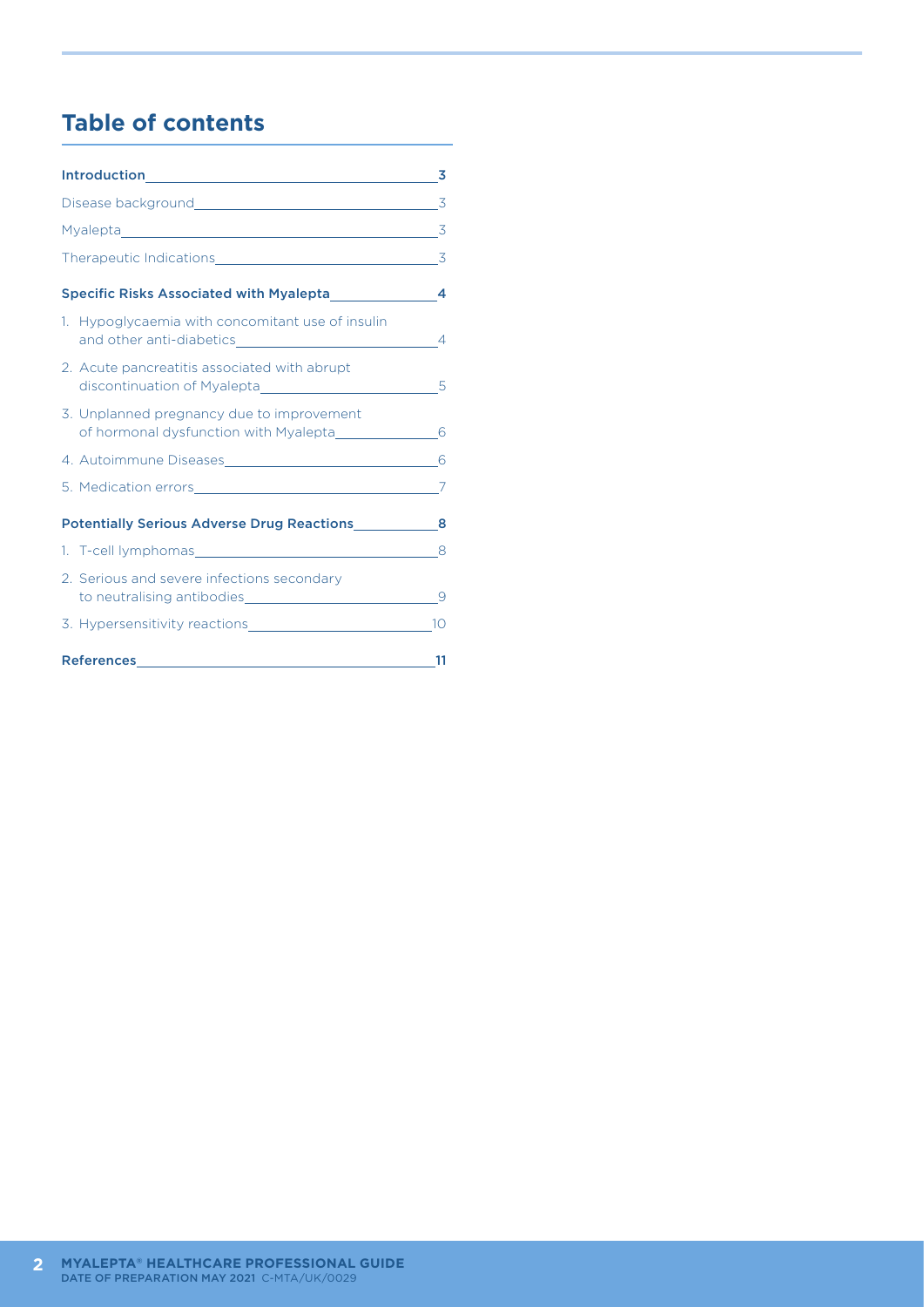# Table of contents

| | |
|---|---|
| **Introduction** | **3** |
| Disease background | 3 |
| Myalepta | 3 |
| Therapeutic Indications | 3 |
| **Specific Risks Associated with Myalepta** | **4** |
| 1. Hypoglycaemia with concomitant use of insulin and other anti-diabetics | 4 |
| 2. Acute pancreatitis associated with abrupt discontinuation of Myalepta | 5 |
| 3. Unplanned pregnancy due to improvement of hormonal dysfunction with Myalepta | 6 |
| 4. Autoimmune Diseases | 6 |
| 5. Medication errors | 7 |
| **Potentially Serious Adverse Drug Reactions** | **8** |
| 1. T-cell lymphomas | 8 |
| 2. Serious and severe infections secondary to neutralising antibodies | 9 |
| 3. Hypersensitivity reactions | 10 |
| **References** | **11** |

**MYALEPTA® HEALTHCARE PROFESSIONAL GUIDE**
DATE OF PREPARATION MAY 2021 C-MTA/UK/0029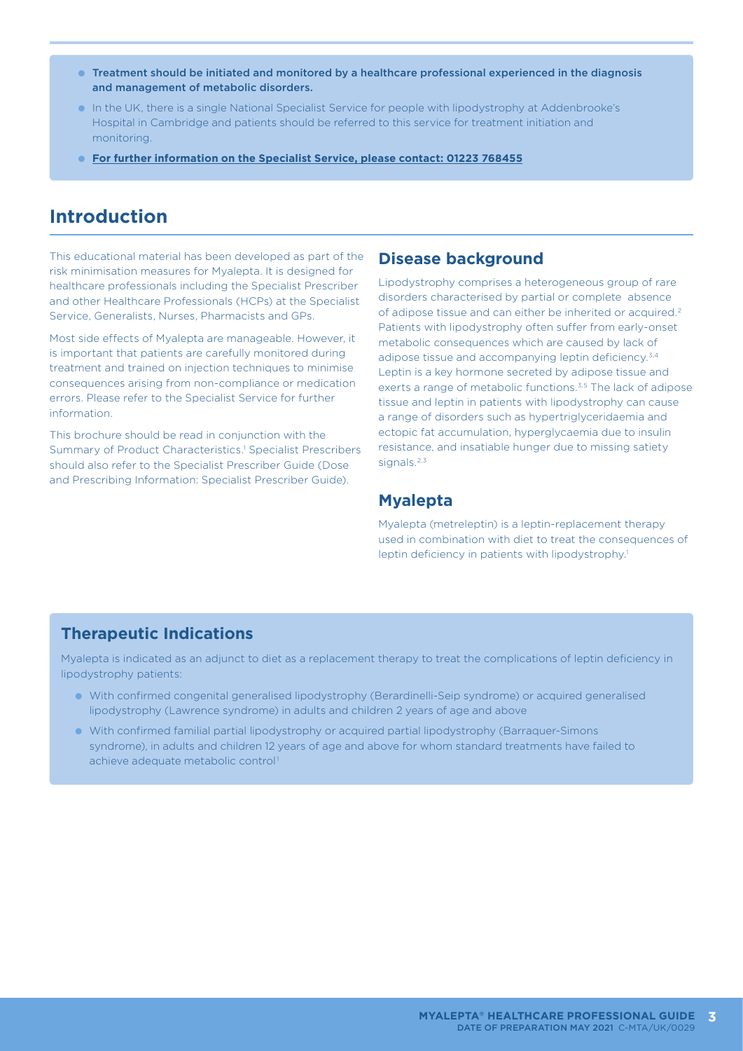- **Treatment should be initiated and monitored by a healthcare professional experienced in the diagnosis and management of metabolic disorders.**
- In the UK, there is a single National Specialist Service for people with lipodystrophy at Addenbrooke's Hospital in Cambridge and patients should be referred to this service for treatment initiation and monitoring.
- **For further information on the Specialist Service, please contact: 01223 768455**

## Introduction

This educational material has been developed as part of the risk minimisation measures for Myalepta. It is designed for healthcare professionals including the Specialist Prescriber and other Healthcare Professionals (HCPs) at the Specialist Service, Generalists, Nurses, Pharmacists and GPs.

Most side effects of Myalepta are manageable. However, it is important that patients are carefully monitored during treatment and trained on injection techniques to minimise consequences arising from non-compliance or medication errors. Please refer to the Specialist Service for further information.

This brochure should be read in conjunction with the Summary of Product Characteristics.[1] Specialist Prescribers should also refer to the Specialist Prescriber Guide (Dose and Prescribing Information: Specialist Prescriber Guide).

### Disease background

Lipodystrophy comprises a heterogeneous group of rare disorders characterised by partial or complete absence of adipose tissue and can either be inherited or acquired.[2] Patients with lipodystrophy often suffer from early-onset metabolic consequences which are caused by lack of adipose tissue and accompanying leptin deficiency.[3,4] Leptin is a key hormone secreted by adipose tissue and exerts a range of metabolic functions.[3,5] The lack of adipose tissue and leptin in patients with lipodystrophy can cause a range of disorders such as hypertriglyceridaemia and ectopic fat accumulation, hyperglycaemia due to insulin resistance, and insatiable hunger due to missing satiety signals.[2,3]

### Myalepta

Myalepta (metreleptin) is a leptin-replacement therapy used in combination with diet to treat the consequences of leptin deficiency in patients with lipodystrophy.[1]

### Therapeutic Indications

Myalepta is indicated as an adjunct to diet as a replacement therapy to treat the complications of leptin deficiency in lipodystrophy patients:

- With confirmed congenital generalised lipodystrophy (Berardinelli-Seip syndrome) or acquired generalised lipodystrophy (Lawrence syndrome) in adults and children 2 years of age and above
- With confirmed familial partial lipodystrophy or acquired partial lipodystrophy (Barraquer-Simons syndrome), in adults and children 12 years of age and above for whom standard treatments have failed to achieve adequate metabolic control[1]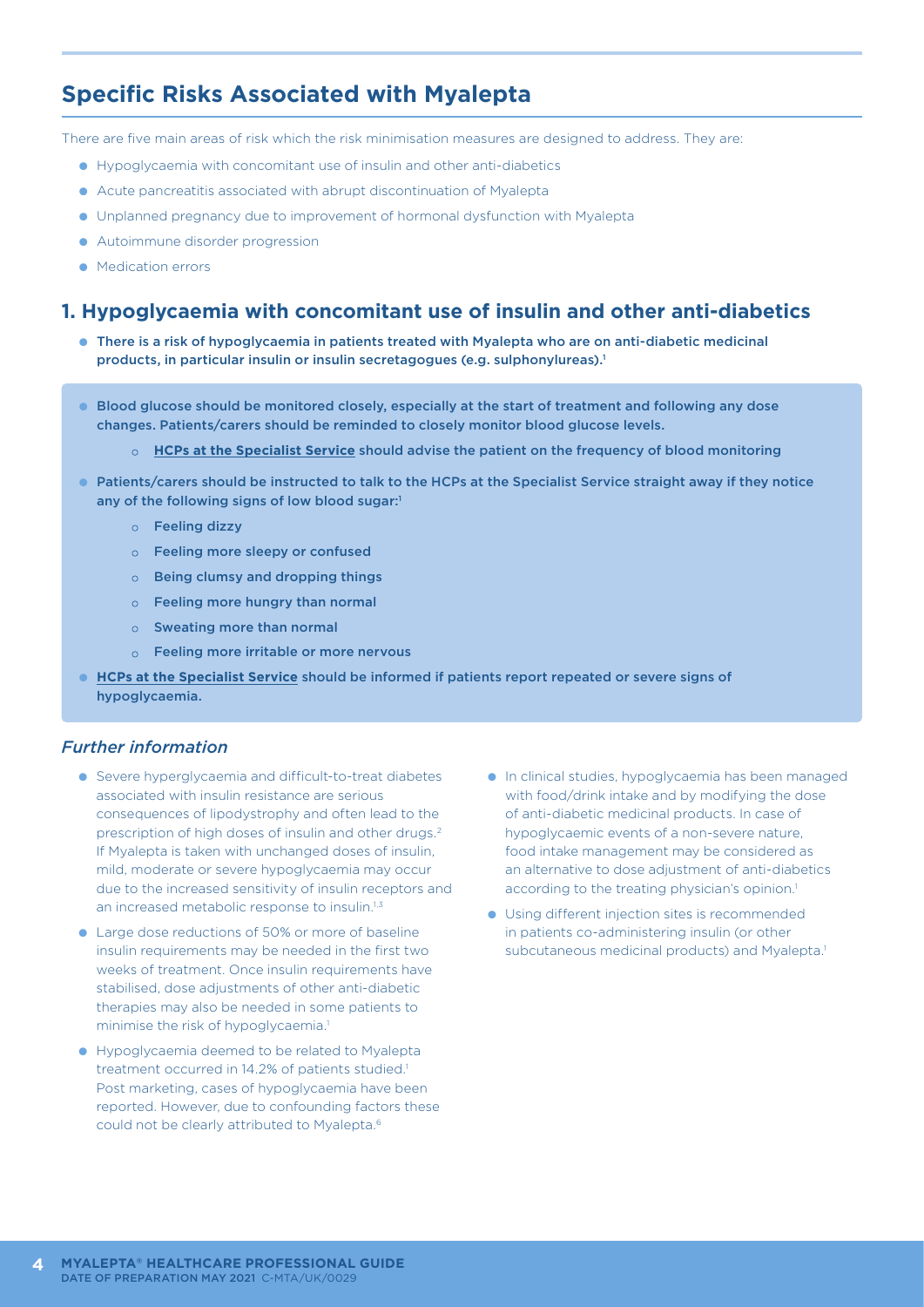## Specific Risks Associated with Myalepta

There are five main areas of risk which the risk minimisation measures are designed to address. They are:

- Hypoglycaemia with concomitant use of insulin and other anti-diabetics
- Acute pancreatitis associated with abrupt discontinuation of Myalepta
- Unplanned pregnancy due to improvement of hormonal dysfunction with Myalepta
- Autoimmune disorder progression
- Medication errors

## 1. Hypoglycaemia with concomitant use of insulin and other anti-diabetics

- **There is a risk of hypoglycaemia in patients treated with Myalepta who are on anti-diabetic medicinal products, in particular insulin or insulin secretagogues (e.g. sulphonylureas).[1]**

- **Blood glucose should be monitored closely, especially at the start of treatment and following any dose changes. Patients/carers should be reminded to closely monitor blood glucose levels.**
  - **HCPs at the Specialist Service should advise the patient on the frequency of blood monitoring**
- **Patients/carers should be instructed to talk to the HCPs at the Specialist Service straight away if they notice any of the following signs of low blood sugar:[1]**
  - **Feeling dizzy**
  - **Feeling more sleepy or confused**
  - **Being clumsy and dropping things**
  - **Feeling more hungry than normal**
  - **Sweating more than normal**
  - **Feeling more irritable or more nervous**
- **HCPs at the Specialist Service should be informed if patients report repeated or severe signs of hypoglycaemia.**

### *Further information*

- Severe hyperglycaemia and difficult-to-treat diabetes associated with insulin resistance are serious consequences of lipodystrophy and often lead to the prescription of high doses of insulin and other drugs.[2] If Myalepta is taken with unchanged doses of insulin, mild, moderate or severe hypoglycaemia may occur due to the increased sensitivity of insulin receptors and an increased metabolic response to insulin.[1,3]
- Large dose reductions of 50% or more of baseline insulin requirements may be needed in the first two weeks of treatment. Once insulin requirements have stabilised, dose adjustments of other anti-diabetic therapies may also be needed in some patients to minimise the risk of hypoglycaemia.[1]
- Hypoglycaemia deemed to be related to Myalepta treatment occurred in 14.2% of patients studied.[1] Post marketing, cases of hypoglycaemia have been reported. However, due to confounding factors these could not be clearly attributed to Myalepta.[6]
- In clinical studies, hypoglycaemia has been managed with food/drink intake and by modifying the dose of anti-diabetic medicinal products. In case of hypoglycaemic events of a non-severe nature, food intake management may be considered as an alternative to dose adjustment of anti-diabetics according to the treating physician's opinion.[1]
- Using different injection sites is recommended in patients co-administering insulin (or other subcutaneous medicinal products) and Myalepta.[1]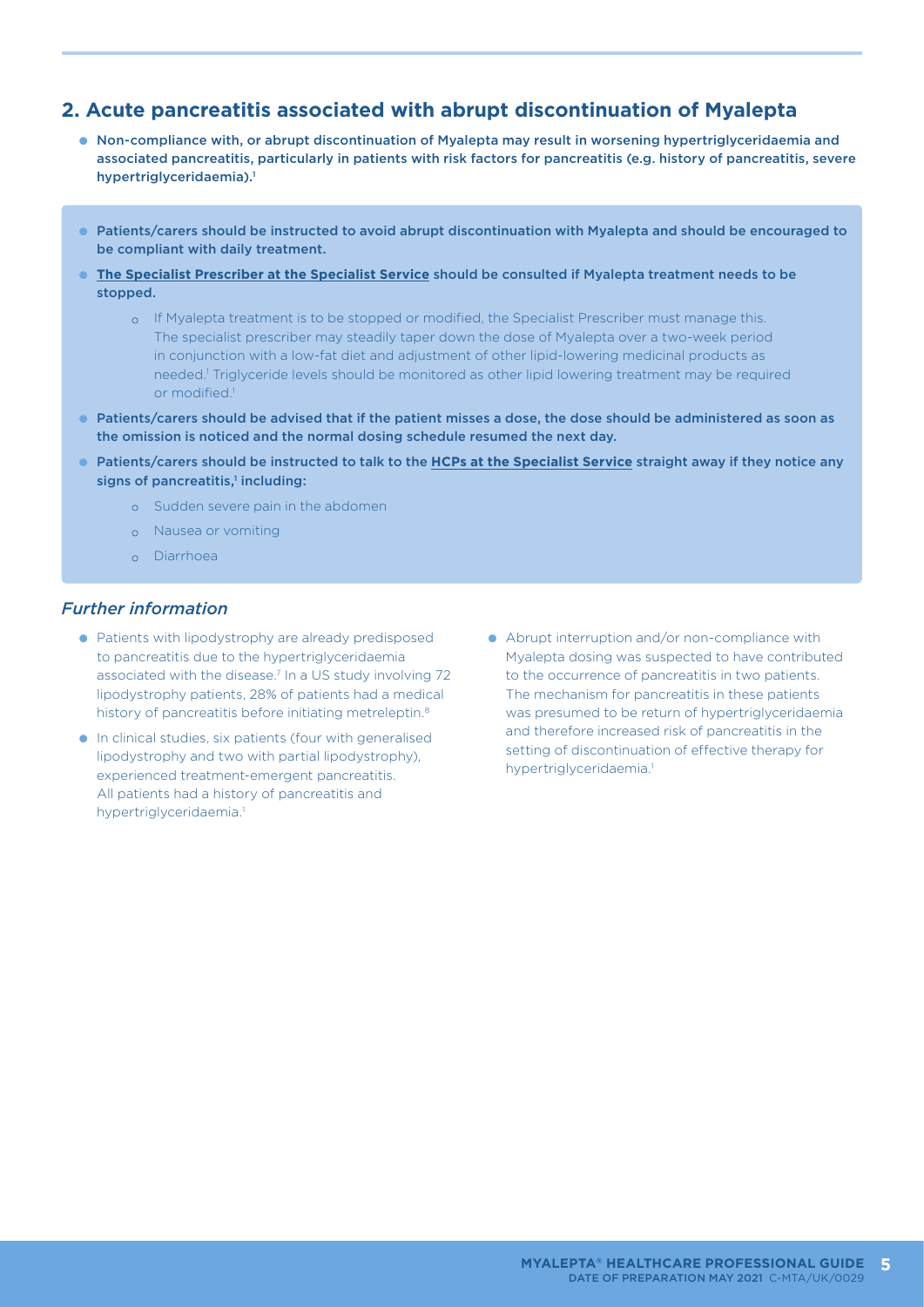## 2. Acute pancreatitis associated with abrupt discontinuation of Myalepta

- **Non-compliance with, or abrupt discontinuation of Myalepta may result in worsening hypertriglyceridaemia and associated pancreatitis, particularly in patients with risk factors for pancreatitis (e.g. history of pancreatitis, severe hypertriglyceridaemia).[1]**

- **Patients/carers should be instructed to avoid abrupt discontinuation with Myalepta and should be encouraged to be compliant with daily treatment.**
- **The Specialist Prescriber at the Specialist Service should be consulted if Myalepta treatment needs to be stopped.**
  - If Myalepta treatment is to be stopped or modified, the Specialist Prescriber must manage this. The specialist prescriber may steadily taper down the dose of Myalepta over a two-week period in conjunction with a low-fat diet and adjustment of other lipid-lowering medicinal products as needed.[1] Triglyceride levels should be monitored as other lipid lowering treatment may be required or modified.[1]
- **Patients/carers should be advised that if the patient misses a dose, the dose should be administered as soon as the omission is noticed and the normal dosing schedule resumed the next day.**
- **Patients/carers should be instructed to talk to the HCPs at the Specialist Service straight away if they notice any signs of pancreatitis,[1] including:**
  - Sudden severe pain in the abdomen
  - Nausea or vomiting
  - Diarrhoea

### *Further information*

- Patients with lipodystrophy are already predisposed to pancreatitis due to the hypertriglyceridaemia associated with the disease.[7] In a US study involving 72 lipodystrophy patients, 28% of patients had a medical history of pancreatitis before initiating metreleptin.[8]
- In clinical studies, six patients (four with generalised lipodystrophy and two with partial lipodystrophy), experienced treatment-emergent pancreatitis. All patients had a history of pancreatitis and hypertriglyceridaemia.[1]
- Abrupt interruption and/or non-compliance with Myalepta dosing was suspected to have contributed to the occurrence of pancreatitis in two patients. The mechanism for pancreatitis in these patients was presumed to be return of hypertriglyceridaemia and therefore increased risk of pancreatitis in the setting of discontinuation of effective therapy for hypertriglyceridaemia.[1]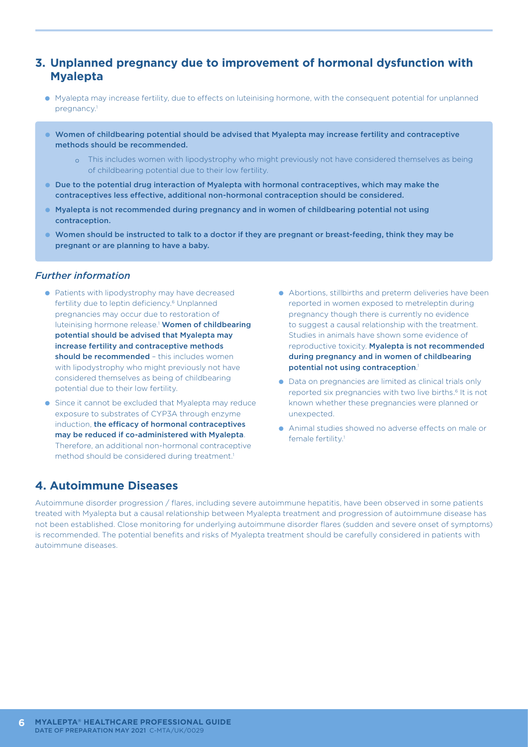## 3. Unplanned pregnancy due to improvement of hormonal dysfunction with Myalepta

- Myalepta may increase fertility, due to effects on luteinising hormone, with the consequent potential for unplanned pregnancy.[1]

- **Women of childbearing potential should be advised that Myalepta may increase fertility and contraceptive methods should be recommended.**
  - This includes women with lipodystrophy who might previously not have considered themselves as being of childbearing potential due to their low fertility.
- **Due to the potential drug interaction of Myalepta with hormonal contraceptives, which may make the contraceptives less effective, additional non-hormonal contraception should be considered.**
- **Myalepta is not recommended during pregnancy and in women of childbearing potential not using contraception.**
- **Women should be instructed to talk to a doctor if they are pregnant or breast-feeding, think they may be pregnant or are planning to have a baby.**

### *Further information*

- Patients with lipodystrophy may have decreased fertility due to leptin deficiency.[6] Unplanned pregnancies may occur due to restoration of luteinising hormone release.[1] **Women of childbearing potential should be advised that Myalepta may increase fertility and contraceptive methods should be recommended** – this includes women with lipodystrophy who might previously not have considered themselves as being of childbearing potential due to their low fertility.
- Since it cannot be excluded that Myalepta may reduce exposure to substrates of CYP3A through enzyme induction, **the efficacy of hormonal contraceptives may be reduced if co-administered with Myalepta**. Therefore, an additional non-hormonal contraceptive method should be considered during treatment.[1]
- Abortions, stillbirths and preterm deliveries have been reported in women exposed to metreleptin during pregnancy though there is currently no evidence to suggest a causal relationship with the treatment. Studies in animals have shown some evidence of reproductive toxicity. **Myalepta is not recommended during pregnancy and in women of childbearing potential not using contraception**.[1]
- Data on pregnancies are limited as clinical trials only reported six pregnancies with two live births.[6] It is not known whether these pregnancies were planned or unexpected.
- Animal studies showed no adverse effects on male or female fertility.[1]

## 4. Autoimmune Diseases

Autoimmune disorder progression / flares, including severe autoimmune hepatitis, have been observed in some patients treated with Myalepta but a causal relationship between Myalepta treatment and progression of autoimmune disease has not been established. Close monitoring for underlying autoimmune disorder flares (sudden and severe onset of symptoms) is recommended. The potential benefits and risks of Myalepta treatment should be carefully considered in patients with autoimmune diseases.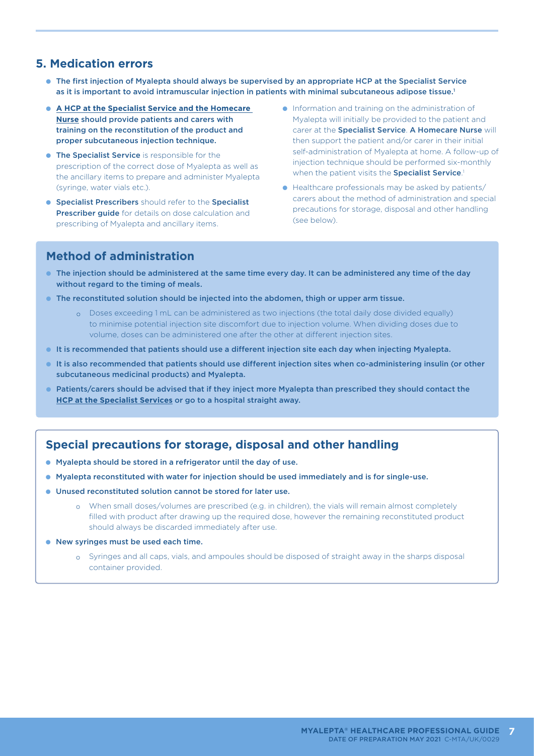## 5. Medication errors

- **The first injection of Myalepta should always be supervised by an appropriate HCP at the Specialist Service as it is important to avoid intramuscular injection in patients with minimal subcutaneous adipose tissue.[1]**
- **A HCP at the Specialist Service and the Homecare Nurse should provide patients and carers with training on the reconstitution of the product and proper subcutaneous injection technique.**
- **The Specialist Service** is responsible for the prescription of the correct dose of Myalepta as well as the ancillary items to prepare and administer Myalepta (syringe, water vials etc.).
- **Specialist Prescribers** should refer to the **Specialist Prescriber guide** for details on dose calculation and prescribing of Myalepta and ancillary items.
- Information and training on the administration of Myalepta will initially be provided to the patient and carer at the **Specialist Service**. **A Homecare Nurse** will then support the patient and/or carer in their initial self-administration of Myalepta at home. A follow-up of injection technique should be performed six-monthly when the patient visits the **Specialist Service**.[1]
- Healthcare professionals may be asked by patients/carers about the method of administration and special precautions for storage, disposal and other handling (see below).

### Method of administration

- **The injection should be administered at the same time every day. It can be administered any time of the day without regard to the timing of meals.**
- **The reconstituted solution should be injected into the abdomen, thigh or upper arm tissue.**
  - Doses exceeding 1 mL can be administered as two injections (the total daily dose divided equally) to minimise potential injection site discomfort due to injection volume. When dividing doses due to volume, doses can be administered one after the other at different injection sites.
- **It is recommended that patients should use a different injection site each day when injecting Myalepta.**
- **It is also recommended that patients should use different injection sites when co-administering insulin (or other subcutaneous medicinal products) and Myalepta.**
- **Patients/carers should be advised that if they inject more Myalepta than prescribed they should contact the HCP at the Specialist Services or go to a hospital straight away.**

### Special precautions for storage, disposal and other handling

- **Myalepta should be stored in a refrigerator until the day of use.**
- **Myalepta reconstituted with water for injection should be used immediately and is for single-use.**
- **Unused reconstituted solution cannot be stored for later use.**
  - When small doses/volumes are prescribed (e.g. in children), the vials will remain almost completely filled with product after drawing up the required dose, however the remaining reconstituted product should always be discarded immediately after use.
- **New syringes must be used each time.**
  - Syringes and all caps, vials, and ampoules should be disposed of straight away in the sharps disposal container provided.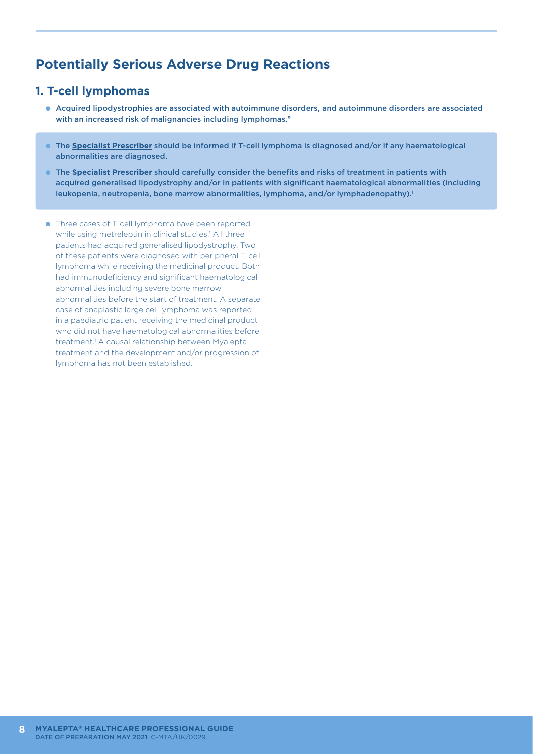## Potentially Serious Adverse Drug Reactions

### 1. T-cell lymphomas

- Acquired lipodystrophies are associated with autoimmune disorders, and autoimmune disorders are associated with an increased risk of malignancies including lymphomas.[9]

- The **Specialist Prescriber** should be informed if T-cell lymphoma is diagnosed and/or if any haematological abnormalities are diagnosed.
- The **Specialist Prescriber** should carefully consider the benefits and risks of treatment in patients with acquired generalised lipodystrophy and/or in patients with significant haematological abnormalities (including leukopenia, neutropenia, bone marrow abnormalities, lymphoma, and/or lymphadenopathy).[1]

- Three cases of T-cell lymphoma have been reported while using metreleptin in clinical studies.[1] All three patients had acquired generalised lipodystrophy. Two of these patients were diagnosed with peripheral T-cell lymphoma while receiving the medicinal product. Both had immunodeficiency and significant haematological abnormalities including severe bone marrow abnormalities before the start of treatment. A separate case of anaplastic large cell lymphoma was reported in a paediatric patient receiving the medicinal product who did not have haematological abnormalities before treatment.[1] A causal relationship between Myalepta treatment and the development and/or progression of lymphoma has not been established.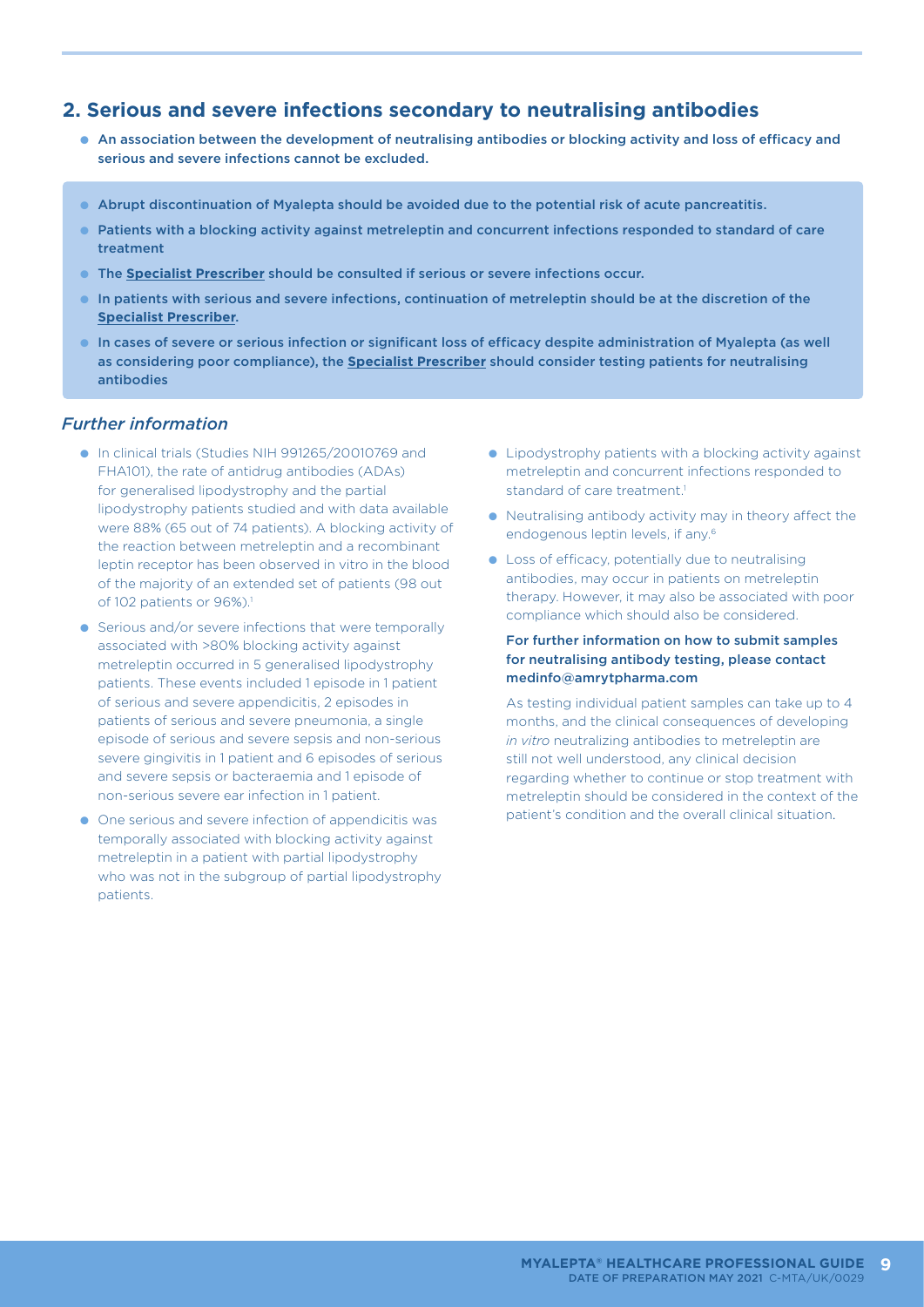## 2. Serious and severe infections secondary to neutralising antibodies

- **An association between the development of neutralising antibodies or blocking activity and loss of efficacy and serious and severe infections cannot be excluded.**

- **Abrupt discontinuation of Myalepta should be avoided due to the potential risk of acute pancreatitis.**
- **Patients with a blocking activity against metreleptin and concurrent infections responded to standard of care treatment**
- **The Specialist Prescriber should be consulted if serious or severe infections occur.**
- **In patients with serious and severe infections, continuation of metreleptin should be at the discretion of the Specialist Prescriber.**
- **In cases of severe or serious infection or significant loss of efficacy despite administration of Myalepta (as well as considering poor compliance), the Specialist Prescriber should consider testing patients for neutralising antibodies**

### *Further information*

- In clinical trials (Studies NIH 991265/20010769 and FHA101), the rate of antidrug antibodies (ADAs) for generalised lipodystrophy and the partial lipodystrophy patients studied and with data available were 88% (65 out of 74 patients). A blocking activity of the reaction between metreleptin and a recombinant leptin receptor has been observed in vitro in the blood of the majority of an extended set of patients (98 out of 102 patients or 96%).[1]
- Serious and/or severe infections that were temporally associated with >80% blocking activity against metreleptin occurred in 5 generalised lipodystrophy patients. These events included 1 episode in 1 patient of serious and severe appendicitis, 2 episodes in patients of serious and severe pneumonia, a single episode of serious and severe sepsis and non-serious severe gingivitis in 1 patient and 6 episodes of serious and severe sepsis or bacteraemia and 1 episode of non-serious severe ear infection in 1 patient.
- One serious and severe infection of appendicitis was temporally associated with blocking activity against metreleptin in a patient with partial lipodystrophy who was not in the subgroup of partial lipodystrophy patients.
- Lipodystrophy patients with a blocking activity against metreleptin and concurrent infections responded to standard of care treatment.[1]
- Neutralising antibody activity may in theory affect the endogenous leptin levels, if any.[6]
- Loss of efficacy, potentially due to neutralising antibodies, may occur in patients on metreleptin therapy. However, it may also be associated with poor compliance which should also be considered.

For further information on how to submit samples for neutralising antibody testing, please contact medinfo@amrytpharma.com

As testing individual patient samples can take up to 4 months, and the clinical consequences of developing *in vitro* neutralizing antibodies to metreleptin are still not well understood, any clinical decision regarding whether to continue or stop treatment with metreleptin should be considered in the context of the patient's condition and the overall clinical situation.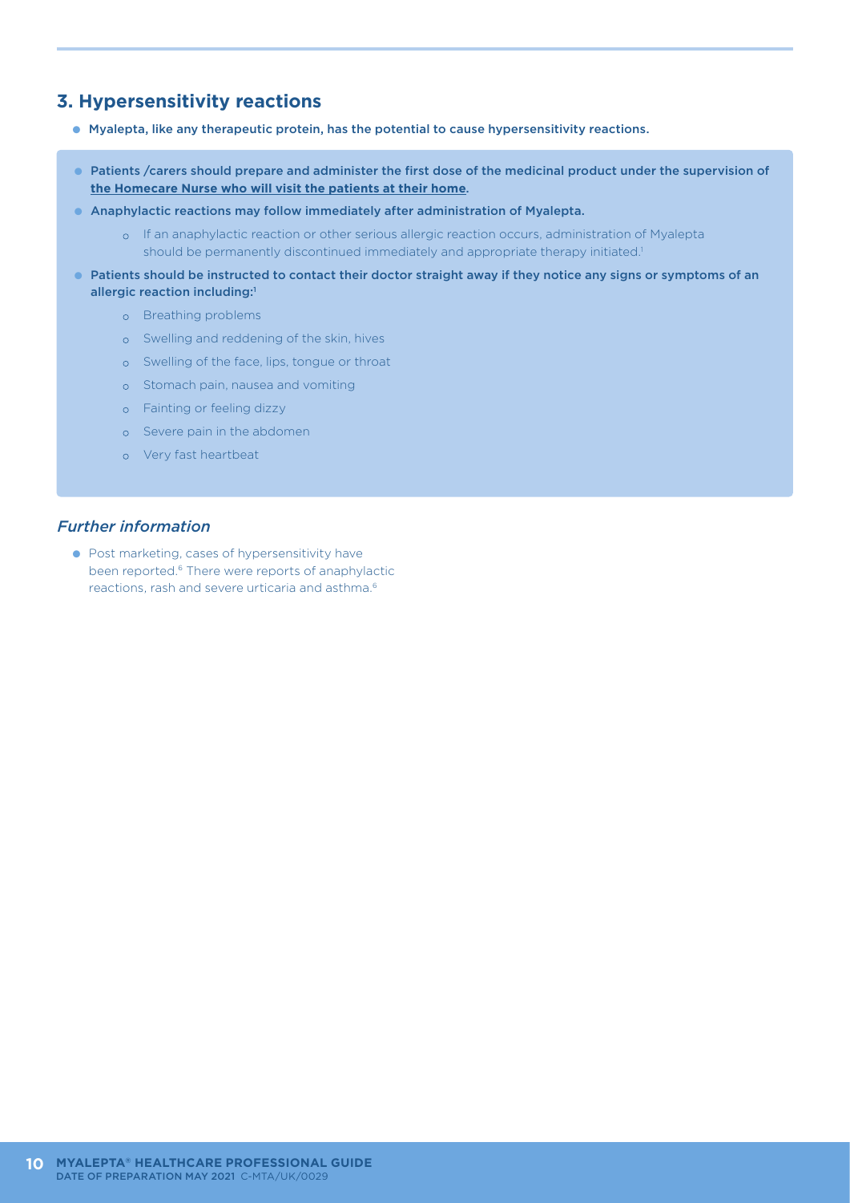## 3. Hypersensitivity reactions

- **Myalepta, like any therapeutic protein, has the potential to cause hypersensitivity reactions.**

- **Patients /carers should prepare and administer the first dose of the medicinal product under the supervision of the Homecare Nurse who will visit the patients at their home.**
- **Anaphylactic reactions may follow immediately after administration of Myalepta.**
  - If an anaphylactic reaction or other serious allergic reaction occurs, administration of Myalepta should be permanently discontinued immediately and appropriate therapy initiated.[1]
- **Patients should be instructed to contact their doctor straight away if they notice any signs or symptoms of an allergic reaction including:[1]**
  - Breathing problems
  - Swelling and reddening of the skin, hives
  - Swelling of the face, lips, tongue or throat
  - Stomach pain, nausea and vomiting
  - Fainting or feeling dizzy
  - Severe pain in the abdomen
  - Very fast heartbeat

### *Further information*

- Post marketing, cases of hypersensitivity have been reported.[6] There were reports of anaphylactic reactions, rash and severe urticaria and asthma.[6]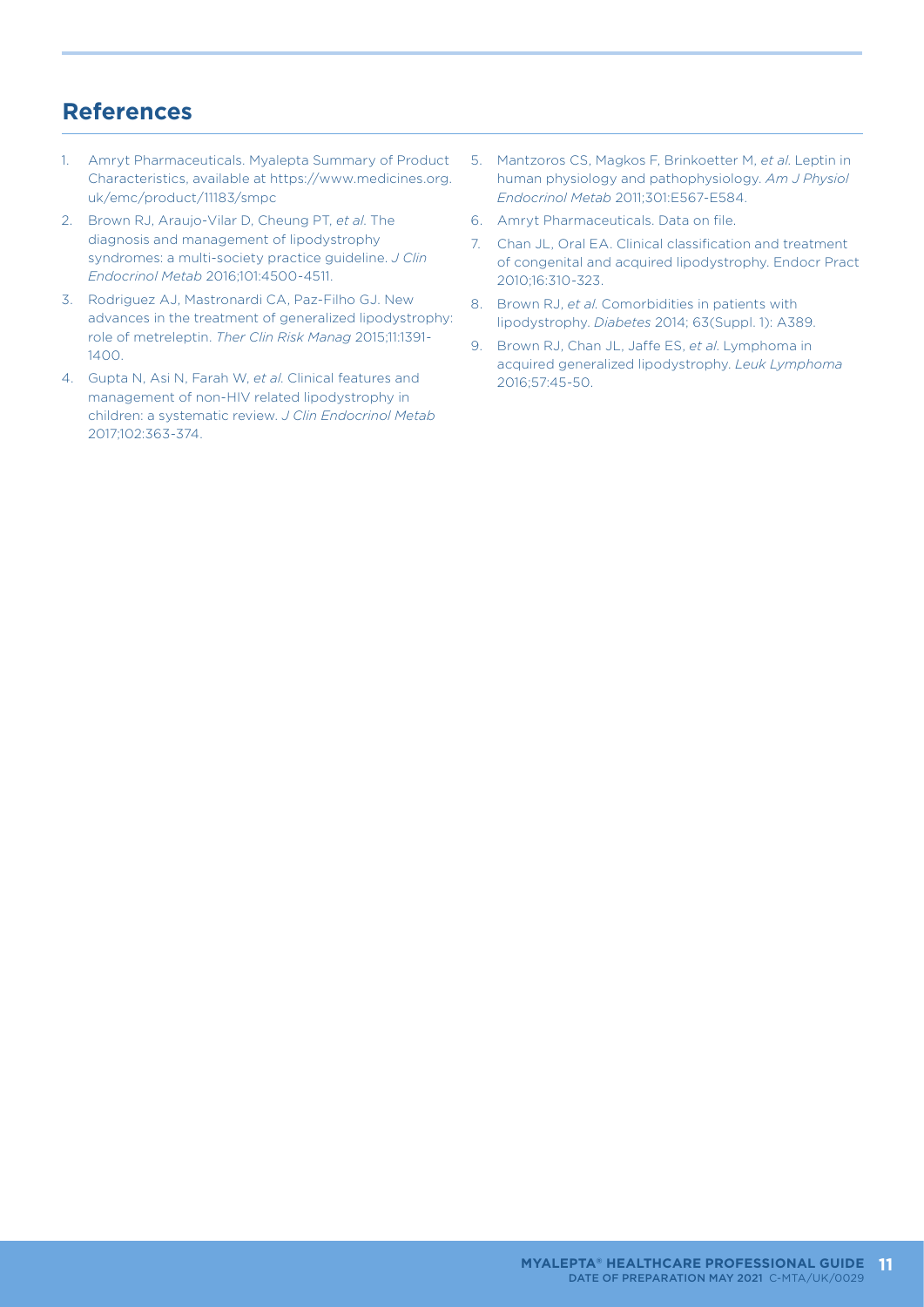## References

1. Amryt Pharmaceuticals. Myalepta Summary of Product Characteristics, available at https://www.medicines.org.uk/emc/product/11183/smpc
2. Brown RJ, Araujo-Vilar D, Cheung PT, *et al*. The diagnosis and management of lipodystrophy syndromes: a multi-society practice guideline. *J Clin Endocrinol Metab* 2016;101:4500-4511.
3. Rodriguez AJ, Mastronardi CA, Paz-Filho GJ. New advances in the treatment of generalized lipodystrophy: role of metreleptin. *Ther Clin Risk Manag* 2015;11:1391-1400.
4. Gupta N, Asi N, Farah W, *et al*. Clinical features and management of non-HIV related lipodystrophy in children: a systematic review. *J Clin Endocrinol Metab* 2017;102:363-374.
5. Mantzoros CS, Magkos F, Brinkoetter M, *et al*. Leptin in human physiology and pathophysiology. *Am J Physiol Endocrinol Metab* 2011;301:E567-E584.
6. Amryt Pharmaceuticals. Data on file.
7. Chan JL, Oral EA. Clinical classification and treatment of congenital and acquired lipodystrophy. Endocr Pract 2010;16:310-323.
8. Brown RJ, *et al*. Comorbidities in patients with lipodystrophy. *Diabetes* 2014; 63(Suppl. 1): A389.
9. Brown RJ, Chan JL, Jaffe ES, *et al*. Lymphoma in acquired generalized lipodystrophy. *Leuk Lymphoma* 2016;57:45-50.

MYALEPTA® HEALTHCARE PROFESSIONAL GUIDE
DATE OF PREPARATION MAY 2021 C-MTA/UK/0029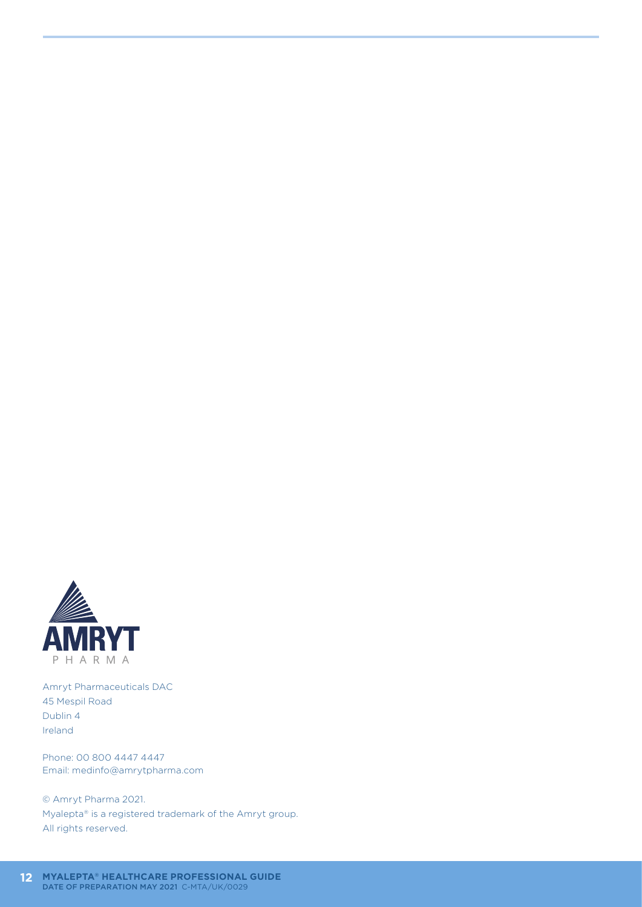AMRYT
PHARMA

Amryt Pharmaceuticals DAC
45 Mespil Road
Dublin 4
Ireland

Phone: 00 800 4447 4447
Email: medinfo@amrytpharma.com

© Amryt Pharma 2021.
Myalepta® is a registered trademark of the Amryt group.
All rights reserved.

DATE OF PREPARATION MAY 2021 C-MTA/UK/0029